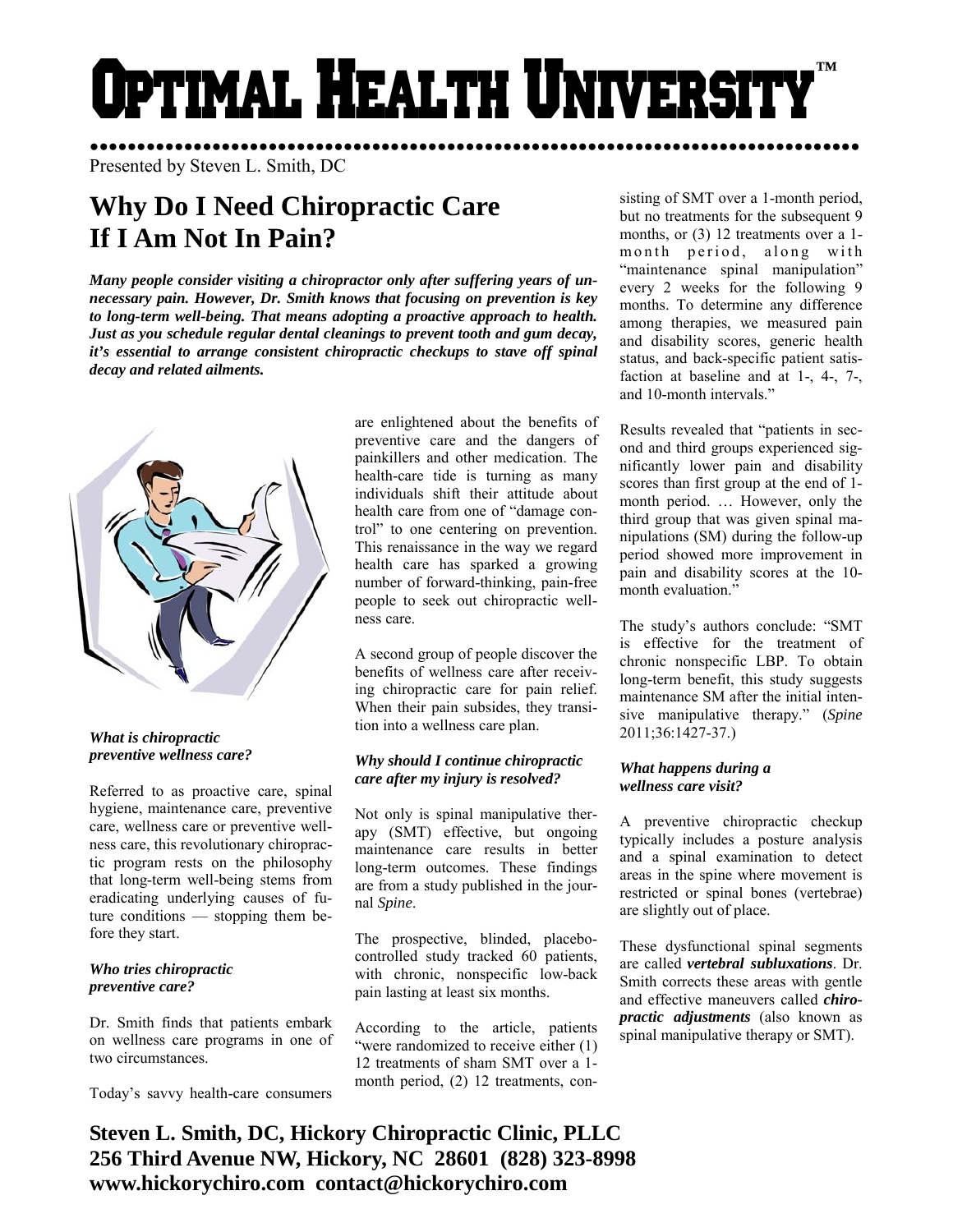# Optimal Health University™

Presented by Steven L. Smith, DC

## Why Do I Need Chiropractic Care If I Am Not In Pain?

***Many people consider visiting a chiropractor only after suffering years of unnecessary pain. However, Dr. Smith knows that focusing on prevention is key to long-term well-being. That means adopting a proactive approach to health. Just as you schedule regular dental cleanings to prevent tooth and gum decay, it's essential to arrange consistent chiropractic checkups to stave off spinal decay and related ailments.***

### *What is chiropractic preventive wellness care?*

Referred to as proactive care, spinal hygiene, maintenance care, preventive care, wellness care or preventive wellness care, this revolutionary chiropractic program rests on the philosophy that long-term well-being stems from eradicating underlying causes of future conditions — stopping them before they start.

### *Who tries chiropractic preventive care?*

Dr. Smith finds that patients embark on wellness care programs in one of two circumstances.

Today's savvy health-care consumers are enlightened about the benefits of preventive care and the dangers of painkillers and other medication. The health-care tide is turning as many individuals shift their attitude about health care from one of "damage control" to one centering on prevention. This renaissance in the way we regard health care has sparked a growing number of forward-thinking, pain-free people to seek out chiropractic wellness care.

A second group of people discover the benefits of wellness care after receiving chiropractic care for pain relief. When their pain subsides, they transition into a wellness care plan.

### *Why should I continue chiropractic care after my injury is resolved?*

Not only is spinal manipulative therapy (SMT) effective, but ongoing maintenance care results in better long-term outcomes. These findings are from a study published in the journal *Spine*.

The prospective, blinded, placebo-controlled study tracked 60 patients, with chronic, nonspecific low-back pain lasting at least six months.

According to the article, patients "were randomized to receive either (1) 12 treatments of sham SMT over a 1-month period, (2) 12 treatments, consisting of SMT over a 1-month period, but no treatments for the subsequent 9 months, or (3) 12 treatments over a 1-month period, along with "maintenance spinal manipulation" every 2 weeks for the following 9 months. To determine any difference among therapies, we measured pain and disability scores, generic health status, and back-specific patient satisfaction at baseline and at 1-, 4-, 7-, and 10-month intervals."

Results revealed that "patients in second and third groups experienced significantly lower pain and disability scores than first group at the end of 1-month period. … However, only the third group that was given spinal manipulations (SM) during the follow-up period showed more improvement in pain and disability scores at the 10-month evaluation."

The study's authors conclude: "SMT is effective for the treatment of chronic nonspecific LBP. To obtain long-term benefit, this study suggests maintenance SM after the initial intensive manipulative therapy." (*Spine* 2011;36:1427-37.)

### *What happens during a wellness care visit?*

A preventive chiropractic checkup typically includes a posture analysis and a spinal examination to detect areas in the spine where movement is restricted or spinal bones (vertebrae) are slightly out of place.

These dysfunctional spinal segments are called ***vertebral subluxations***. Dr. Smith corrects these areas with gentle and effective maneuvers called ***chiropractic adjustments*** (also known as spinal manipulative therapy or SMT).

**Steven L. Smith, DC, Hickory Chiropractic Clinic, PLLC**
**256 Third Avenue NW, Hickory, NC 28601 (828) 323-8998**
**www.hickorychiro.com contact@hickorychiro.com**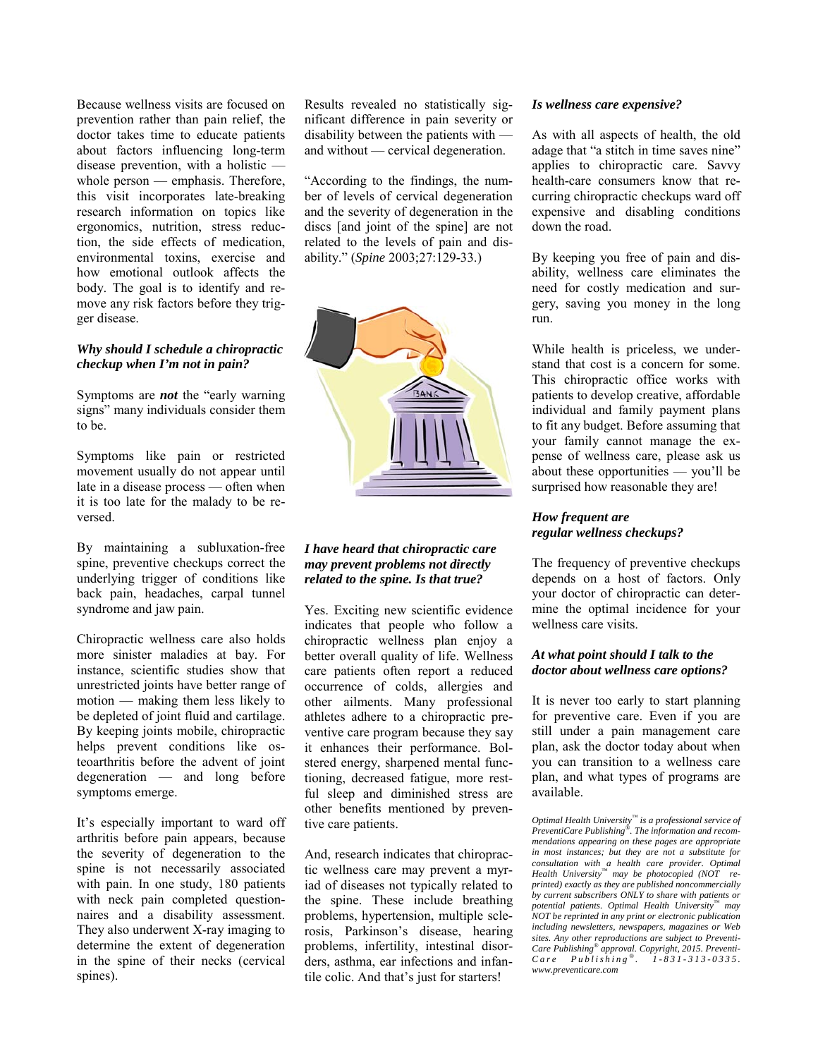Because wellness visits are focused on prevention rather than pain relief, the doctor takes time to educate patients about factors influencing long-term disease prevention, with a holistic — whole person — emphasis. Therefore, this visit incorporates late-breaking research information on topics like ergonomics, nutrition, stress reduction, the side effects of medication, environmental toxins, exercise and how emotional outlook affects the body. The goal is to identify and remove any risk factors before they trigger disease.

### *Why should I schedule a chiropractic checkup when I'm not in pain?*

Symptoms are ***not*** the "early warning signs" many individuals consider them to be.

Symptoms like pain or restricted movement usually do not appear until late in a disease process — often when it is too late for the malady to be reversed.

By maintaining a subluxation-free spine, preventive checkups correct the underlying trigger of conditions like back pain, headaches, carpal tunnel syndrome and jaw pain.

Chiropractic wellness care also holds more sinister maladies at bay. For instance, scientific studies show that unrestricted joints have better range of motion — making them less likely to be depleted of joint fluid and cartilage. By keeping joints mobile, chiropractic helps prevent conditions like osteoarthritis before the advent of joint degeneration — and long before symptoms emerge.

It's especially important to ward off arthritis before pain appears, because the severity of degeneration to the spine is not necessarily associated with pain. In one study, 180 patients with neck pain completed questionnaires and a disability assessment. They also underwent X-ray imaging to determine the extent of degeneration in the spine of their necks (cervical spines).

Results revealed no statistically significant difference in pain severity or disability between the patients with — and without — cervical degeneration.

"According to the findings, the number of levels of cervical degeneration and the severity of degeneration in the discs [and joint of the spine] are not related to the levels of pain and disability." (*Spine* 2003;27:129-33.)

### *I have heard that chiropractic care may prevent problems not directly related to the spine. Is that true?*

Yes. Exciting new scientific evidence indicates that people who follow a chiropractic wellness plan enjoy a better overall quality of life. Wellness care patients often report a reduced occurrence of colds, allergies and other ailments. Many professional athletes adhere to a chiropractic preventive care program because they say it enhances their performance. Bolstered energy, sharpened mental functioning, decreased fatigue, more restful sleep and diminished stress are other benefits mentioned by preventive care patients.

And, research indicates that chiropractic wellness care may prevent a myriad of diseases not typically related to the spine. These include breathing problems, hypertension, multiple sclerosis, Parkinson's disease, hearing problems, infertility, intestinal disorders, asthma, ear infections and infantile colic. And that's just for starters!

### *Is wellness care expensive?*

As with all aspects of health, the old adage that "a stitch in time saves nine" applies to chiropractic care. Savvy health-care consumers know that recurring chiropractic checkups ward off expensive and disabling conditions down the road.

By keeping you free of pain and disability, wellness care eliminates the need for costly medication and surgery, saving you money in the long run.

While health is priceless, we understand that cost is a concern for some. This chiropractic office works with patients to develop creative, affordable individual and family payment plans to fit any budget. Before assuming that your family cannot manage the expense of wellness care, please ask us about these opportunities — you'll be surprised how reasonable they are!

### *How frequent are regular wellness checkups?*

The frequency of preventive checkups depends on a host of factors. Only your doctor of chiropractic can determine the optimal incidence for your wellness care visits.

### *At what point should I talk to the doctor about wellness care options?*

It is never too early to start planning for preventive care. Even if you are still under a pain management care plan, ask the doctor today about when you can transition to a wellness care plan, and what types of programs are available.

*Optimal Health University™ is a professional service of PreventiCare Publishing®. The information and recommendations appearing on these pages are appropriate in most instances; but they are not a substitute for consultation with a health care provider. Optimal Health University™ may be photocopied (NOT reprinted) exactly as they are published noncommercially by current subscribers ONLY to share with patients or potential patients. Optimal Health University™ may NOT be reprinted in any print or electronic publication including newsletters, newspapers, magazines or Web sites. Any other reproductions are subject to PreventiCare Publishing® approval. Copyright, 2015. PreventiCare Publishing®. 1-831-313-0335. www.preventicare.com*